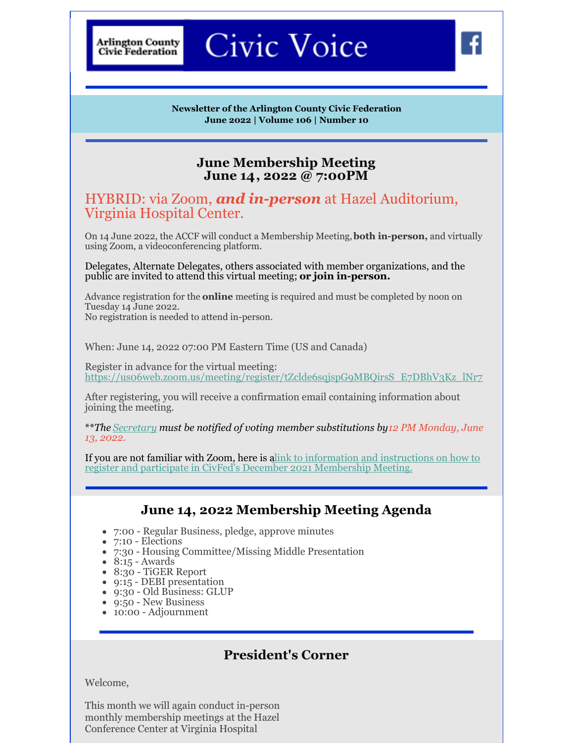Arlington County Civic Federation

# Civic Voice

**Newsletter of the Arlington County Civic Federation**
**June 2022 | Volume 106 | Number 10**

## June Membership Meeting
## June 14, 2022 @ 7:00PM

### HYBRID: via Zoom, ***and in-person*** at Hazel Auditorium, Virginia Hospital Center.

On 14 June 2022, the ACCF will conduct a Membership Meeting, **both in-person,** and virtually using Zoom, a videoconferencing platform.

Delegates, Alternate Delegates, others associated with member organizations, and the public are invited to attend this virtual meeting; **or join in-person.**

Advance registration for the **online** meeting is required and must be completed by noon on Tuesday 14 June 2022.
No registration is needed to attend in-person.

When: June 14, 2022 07:00 PM Eastern Time (US and Canada)

Register in advance for the virtual meeting:
https://us06web.zoom.us/meeting/register/tZclde6sqjspG9MBQirsS_E7DBhV3Kz_lNr7

After registering, you will receive a confirmation email containing information about joining the meeting.

***The Secretary must be notified of voting member substitutions by 12 PM Monday, June 13, 2022.*

If you are not familiar with Zoom, here is a link to information and instructions on how to register and participate in CivFed's December 2021 Membership Meeting.

## June 14, 2022 Membership Meeting Agenda

- 7:00 - Regular Business, pledge, approve minutes
- 7:10 - Elections
- 7:30 - Housing Committee/Missing Middle Presentation
- 8:15 - Awards
- 8:30 - TiGER Report
- 9:15 - DEBI presentation
- 9:30 - Old Business: GLUP
- 9:50 - New Business
- 10:00 - Adjournment

## President's Corner

Welcome,

This month we will again conduct in-person monthly membership meetings at the Hazel Conference Center at Virginia Hospital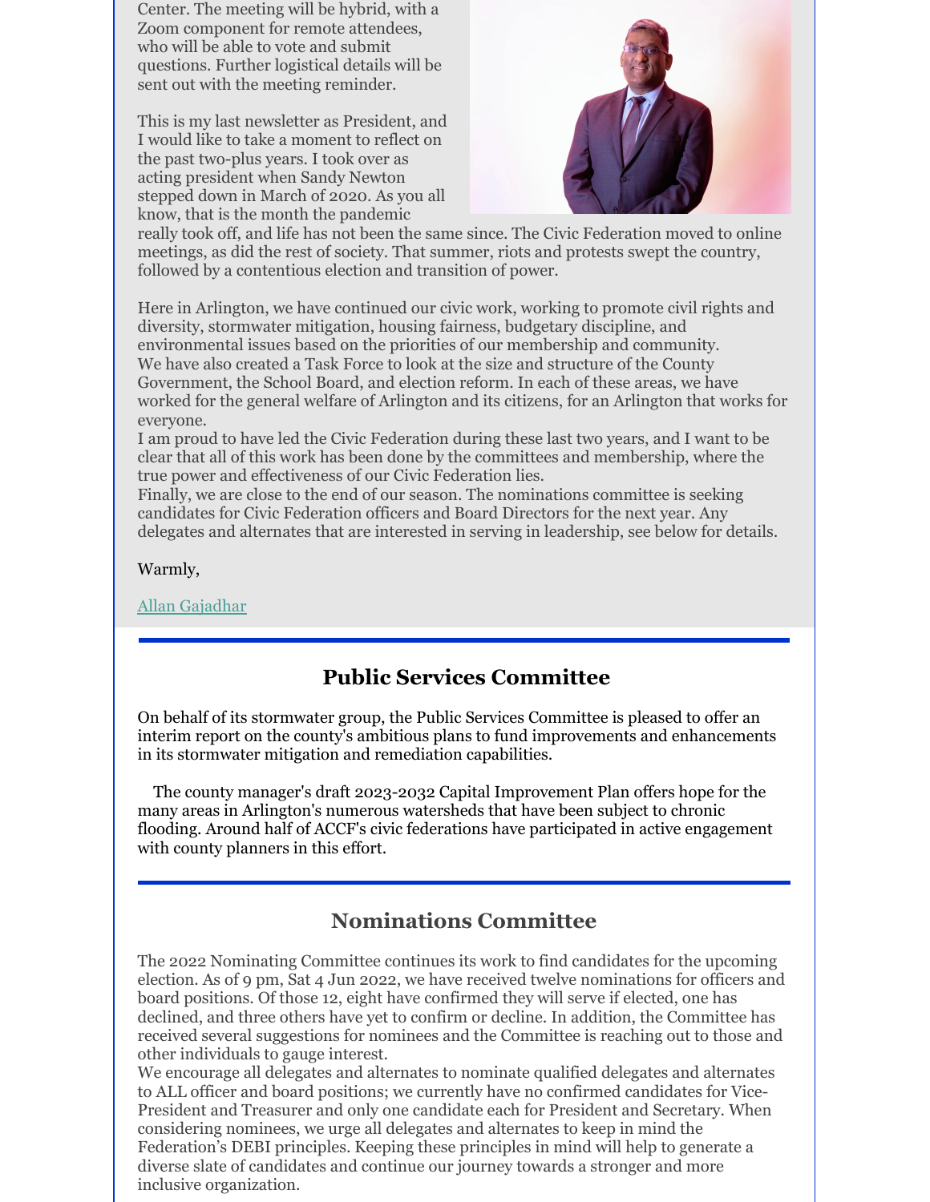Center. The meeting will be hybrid, with a Zoom component for remote attendees, who will be able to vote and submit questions. Further logistical details will be sent out with the meeting reminder.

This is my last newsletter as President, and I would like to take a moment to reflect on the past two-plus years. I took over as acting president when Sandy Newton stepped down in March of 2020. As you all know, that is the month the pandemic really took off, and life has not been the same since. The Civic Federation moved to online meetings, as did the rest of society. That summer, riots and protests swept the country, followed by a contentious election and transition of power.

Here in Arlington, we have continued our civic work, working to promote civil rights and diversity, stormwater mitigation, housing fairness, budgetary discipline, and environmental issues based on the priorities of our membership and community. We have also created a Task Force to look at the size and structure of the County Government, the School Board, and election reform. In each of these areas, we have worked for the general welfare of Arlington and its citizens, for an Arlington that works for everyone.

I am proud to have led the Civic Federation during these last two years, and I want to be clear that all of this work has been done by the committees and membership, where the true power and effectiveness of our Civic Federation lies.

Finally, we are close to the end of our season. The nominations committee is seeking candidates for Civic Federation officers and Board Directors for the next year. Any delegates and alternates that are interested in serving in leadership, see below for details.

Warmly,

Allan Gajadhar

## Public Services Committee

On behalf of its stormwater group, the Public Services Committee is pleased to offer an interim report on the county's ambitious plans to fund improvements and enhancements in its stormwater mitigation and remediation capabilities.

The county manager's draft 2023-2032 Capital Improvement Plan offers hope for the many areas in Arlington's numerous watersheds that have been subject to chronic flooding. Around half of ACCF's civic federations have participated in active engagement with county planners in this effort.

## Nominations Committee

The 2022 Nominating Committee continues its work to find candidates for the upcoming election. As of 9 pm, Sat 4 Jun 2022, we have received twelve nominations for officers and board positions. Of those 12, eight have confirmed they will serve if elected, one has declined, and three others have yet to confirm or decline. In addition, the Committee has received several suggestions for nominees and the Committee is reaching out to those and other individuals to gauge interest.

We encourage all delegates and alternates to nominate qualified delegates and alternates to ALL officer and board positions; we currently have no confirmed candidates for Vice-President and Treasurer and only one candidate each for President and Secretary. When considering nominees, we urge all delegates and alternates to keep in mind the Federation's DEBI principles. Keeping these principles in mind will help to generate a diverse slate of candidates and continue our journey towards a stronger and more inclusive organization.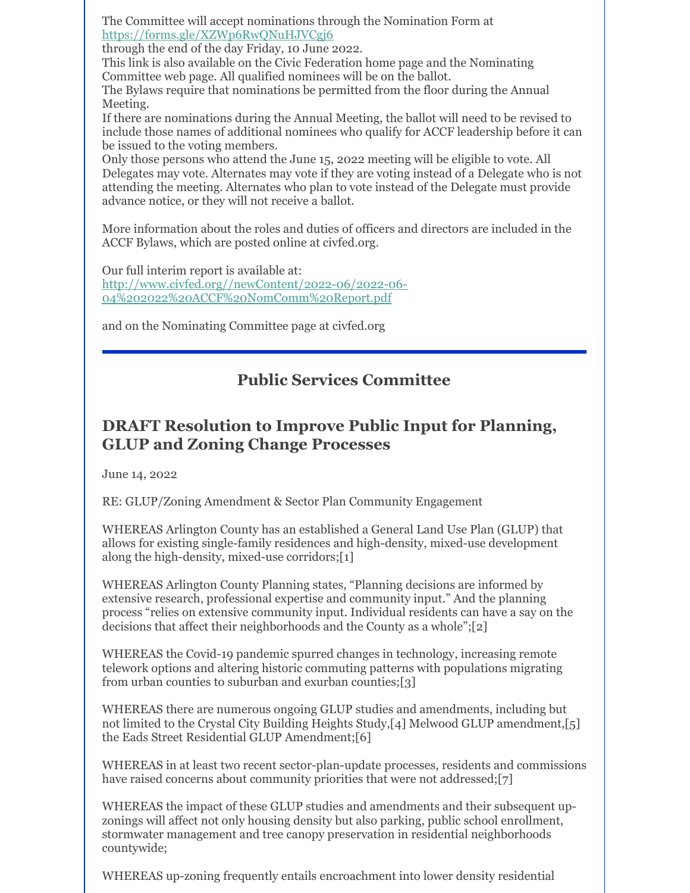The Committee will accept nominations through the Nomination Form at https://forms.gle/XZWp6RwQNuHJVCgj6
through the end of the day Friday, 10 June 2022.
This link is also available on the Civic Federation home page and the Nominating Committee web page. All qualified nominees will be on the ballot.
The Bylaws require that nominations be permitted from the floor during the Annual Meeting.
If there are nominations during the Annual Meeting, the ballot will need to be revised to include those names of additional nominees who qualify for ACCF leadership before it can be issued to the voting members.
Only those persons who attend the June 15, 2022 meeting will be eligible to vote. All Delegates may vote. Alternates may vote if they are voting instead of a Delegate who is not attending the meeting. Alternates who plan to vote instead of the Delegate must provide advance notice, or they will not receive a ballot.

More information about the roles and duties of officers and directors are included in the ACCF Bylaws, which are posted online at civfed.org.

Our full interim report is available at:
http://www.civfed.org//newContent/2022-06/2022-06-04%202022%20ACCF%20NomComm%20Report.pdf

and on the Nominating Committee page at civfed.org

---

## Public Services Committee

## DRAFT Resolution to Improve Public Input for Planning, GLUP and Zoning Change Processes

June 14, 2022

RE: GLUP/Zoning Amendment & Sector Plan Community Engagement

WHEREAS Arlington County has an established a General Land Use Plan (GLUP) that allows for existing single-family residences and high-density, mixed-use development along the high-density, mixed-use corridors;[1]

WHEREAS Arlington County Planning states, "Planning decisions are informed by extensive research, professional expertise and community input." And the planning process "relies on extensive community input. Individual residents can have a say on the decisions that affect their neighborhoods and the County as a whole";[2]

WHEREAS the Covid-19 pandemic spurred changes in technology, increasing remote telework options and altering historic commuting patterns with populations migrating from urban counties to suburban and exurban counties;[3]

WHEREAS there are numerous ongoing GLUP studies and amendments, including but not limited to the Crystal City Building Heights Study,[4] Melwood GLUP amendment,[5] the Eads Street Residential GLUP Amendment;[6]

WHEREAS in at least two recent sector-plan-update processes, residents and commissions have raised concerns about community priorities that were not addressed;[7]

WHEREAS the impact of these GLUP studies and amendments and their subsequent up-zonings will affect not only housing density but also parking, public school enrollment, stormwater management and tree canopy preservation in residential neighborhoods countywide;

WHEREAS up-zoning frequently entails encroachment into lower density residential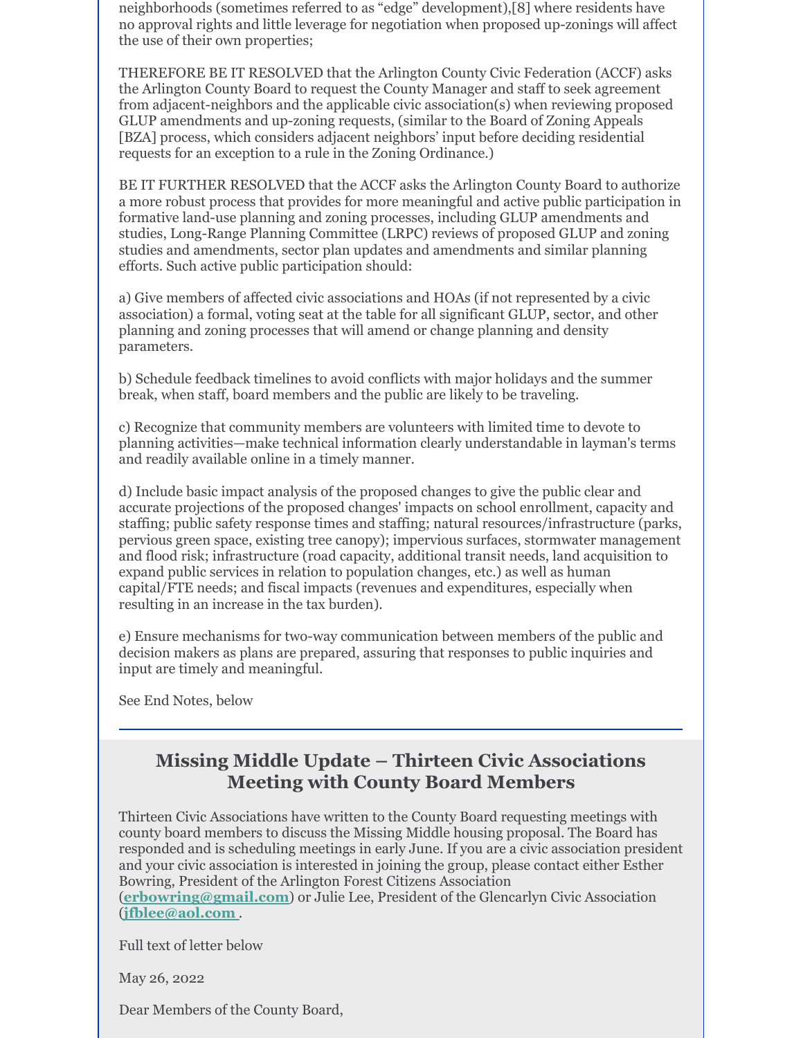neighborhoods (sometimes referred to as "edge" development),[8] where residents have no approval rights and little leverage for negotiation when proposed up-zonings will affect the use of their own properties;

THEREFORE BE IT RESOLVED that the Arlington County Civic Federation (ACCF) asks the Arlington County Board to request the County Manager and staff to seek agreement from adjacent-neighbors and the applicable civic association(s) when reviewing proposed GLUP amendments and up-zoning requests, (similar to the Board of Zoning Appeals [BZA] process, which considers adjacent neighbors' input before deciding residential requests for an exception to a rule in the Zoning Ordinance.)

BE IT FURTHER RESOLVED that the ACCF asks the Arlington County Board to authorize a more robust process that provides for more meaningful and active public participation in formative land-use planning and zoning processes, including GLUP amendments and studies, Long-Range Planning Committee (LRPC) reviews of proposed GLUP and zoning studies and amendments, sector plan updates and amendments and similar planning efforts. Such active public participation should:

a) Give members of affected civic associations and HOAs (if not represented by a civic association) a formal, voting seat at the table for all significant GLUP, sector, and other planning and zoning processes that will amend or change planning and density parameters.

b) Schedule feedback timelines to avoid conflicts with major holidays and the summer break, when staff, board members and the public are likely to be traveling.

c) Recognize that community members are volunteers with limited time to devote to planning activities—make technical information clearly understandable in layman's terms and readily available online in a timely manner.

d) Include basic impact analysis of the proposed changes to give the public clear and accurate projections of the proposed changes' impacts on school enrollment, capacity and staffing; public safety response times and staffing; natural resources/infrastructure (parks, pervious green space, existing tree canopy); impervious surfaces, stormwater management and flood risk; infrastructure (road capacity, additional transit needs, land acquisition to expand public services in relation to population changes, etc.) as well as human capital/FTE needs; and fiscal impacts (revenues and expenditures, especially when resulting in an increase in the tax burden).

e) Ensure mechanisms for two-way communication between members of the public and decision makers as plans are prepared, assuring that responses to public inquiries and input are timely and meaningful.

See End Notes, below

---

## Missing Middle Update – Thirteen Civic Associations Meeting with County Board Members

Thirteen Civic Associations have written to the County Board requesting meetings with county board members to discuss the Missing Middle housing proposal. The Board has responded and is scheduling meetings in early June. If you are a civic association president and your civic association is interested in joining the group, please contact either Esther Bowring, President of the Arlington Forest Citizens Association (**erbowring@gmail.com**) or Julie Lee, President of the Glencarlyn Civic Association (**jfblee@aol.com** .

Full text of letter below

May 26, 2022

Dear Members of the County Board,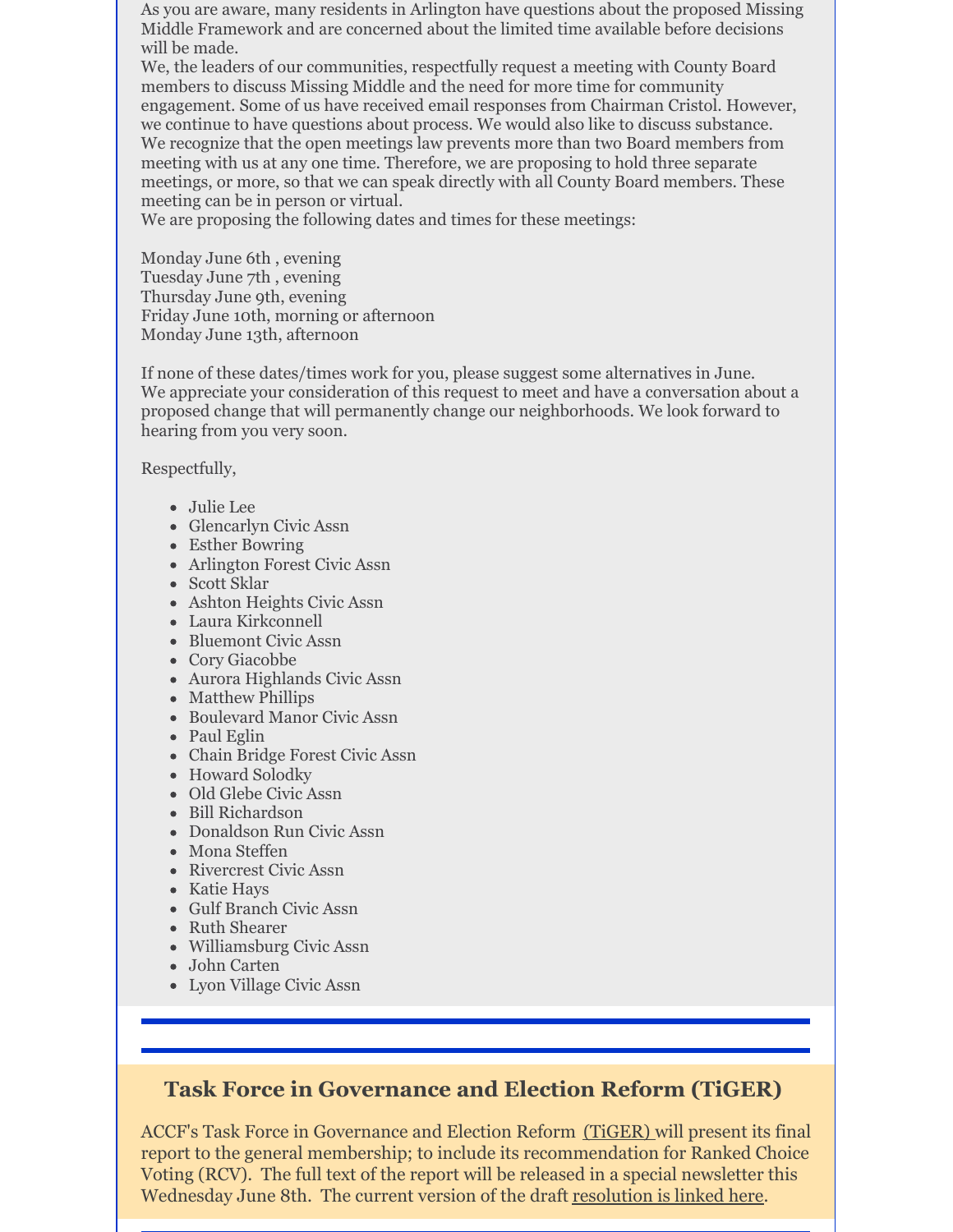As you are aware, many residents in Arlington have questions about the proposed Missing Middle Framework and are concerned about the limited time available before decisions will be made.

We, the leaders of our communities, respectfully request a meeting with County Board members to discuss Missing Middle and the need for more time for community engagement. Some of us have received email responses from Chairman Cristol. However, we continue to have questions about process. We would also like to discuss substance.

We recognize that the open meetings law prevents more than two Board members from meeting with us at any one time. Therefore, we are proposing to hold three separate meetings, or more, so that we can speak directly with all County Board members. These meeting can be in person or virtual.

We are proposing the following dates and times for these meetings:

Monday June 6th , evening
Tuesday June 7th , evening
Thursday June 9th, evening
Friday June 10th, morning or afternoon
Monday June 13th, afternoon

If none of these dates/times work for you, please suggest some alternatives in June.

We appreciate your consideration of this request to meet and have a conversation about a proposed change that will permanently change our neighborhoods. We look forward to hearing from you very soon.

Respectfully,

- Julie Lee
- Glencarlyn Civic Assn
- Esther Bowring
- Arlington Forest Civic Assn
- Scott Sklar
- Ashton Heights Civic Assn
- Laura Kirkconnell
- Bluemont Civic Assn
- Cory Giacobbe
- Aurora Highlands Civic Assn
- Matthew Phillips
- Boulevard Manor Civic Assn
- Paul Eglin
- Chain Bridge Forest Civic Assn
- Howard Solodky
- Old Glebe Civic Assn
- Bill Richardson
- Donaldson Run Civic Assn
- Mona Steffen
- Rivercrest Civic Assn
- Katie Hays
- Gulf Branch Civic Assn
- Ruth Shearer
- Williamsburg Civic Assn
- John Carten
- Lyon Village Civic Assn

## Task Force in Governance and Election Reform (TiGER)

ACCF's Task Force in Governance and Election Reform (TiGER) will present its final report to the general membership; to include its recommendation for Ranked Choice Voting (RCV). The full text of the report will be released in a special newsletter this Wednesday June 8th. The current version of the draft resolution is linked here.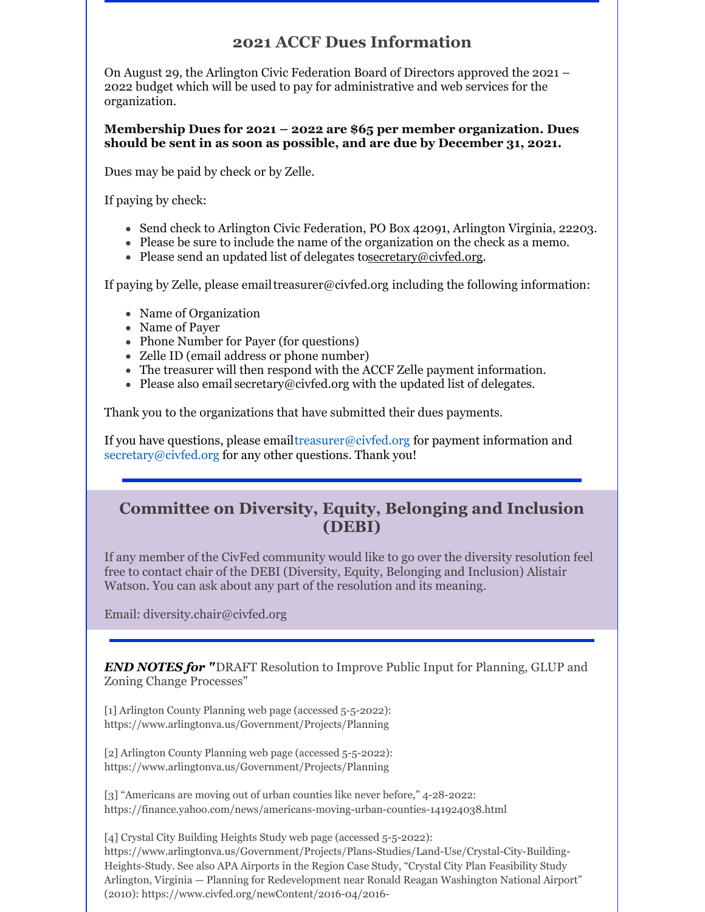## 2021 ACCF Dues Information

On August 29, the Arlington Civic Federation Board of Directors approved the 2021 – 2022 budget which will be used to pay for administrative and web services for the organization.

**Membership Dues for 2021 – 2022 are $65 per member organization. Dues should be sent in as soon as possible, and are due by December 31, 2021.**

Dues may be paid by check or by Zelle.

If paying by check:

- Send check to Arlington Civic Federation, PO Box 42091, Arlington Virginia, 22203.
- Please be sure to include the name of the organization on the check as a memo.
- Please send an updated list of delegates to secretary@civfed.org.

If paying by Zelle, please email treasurer@civfed.org including the following information:

- Name of Organization
- Name of Payer
- Phone Number for Payer (for questions)
- Zelle ID (email address or phone number)
- The treasurer will then respond with the ACCF Zelle payment information.
- Please also email secretary@civfed.org with the updated list of delegates.

Thank you to the organizations that have submitted their dues payments.

If you have questions, please email treasurer@civfed.org for payment information and secretary@civfed.org for any other questions. Thank you!

## Committee on Diversity, Equity, Belonging and Inclusion (DEBI)

If any member of the CivFed community would like to go over the diversity resolution feel free to contact chair of the DEBI (Diversity, Equity, Belonging and Inclusion) Alistair Watson. You can ask about any part of the resolution and its meaning.

Email: diversity.chair@civfed.org

***END NOTES for "***DRAFT Resolution to Improve Public Input for Planning, GLUP and Zoning Change Processes"

[1] Arlington County Planning web page (accessed 5-5-2022): https://www.arlingtonva.us/Government/Projects/Planning

[2] Arlington County Planning web page (accessed 5-5-2022): https://www.arlingtonva.us/Government/Projects/Planning

[3] "Americans are moving out of urban counties like never before," 4-28-2022: https://finance.yahoo.com/news/americans-moving-urban-counties-141924038.html

[4] Crystal City Building Heights Study web page (accessed 5-5-2022): https://www.arlingtonva.us/Government/Projects/Plans-Studies/Land-Use/Crystal-City-Building-Heights-Study. See also APA Airports in the Region Case Study, "Crystal City Plan Feasibility Study Arlington, Virginia — Planning for Redevelopment near Ronald Reagan Washington National Airport" (2010): https://www.civfed.org/newContent/2016-04/2016-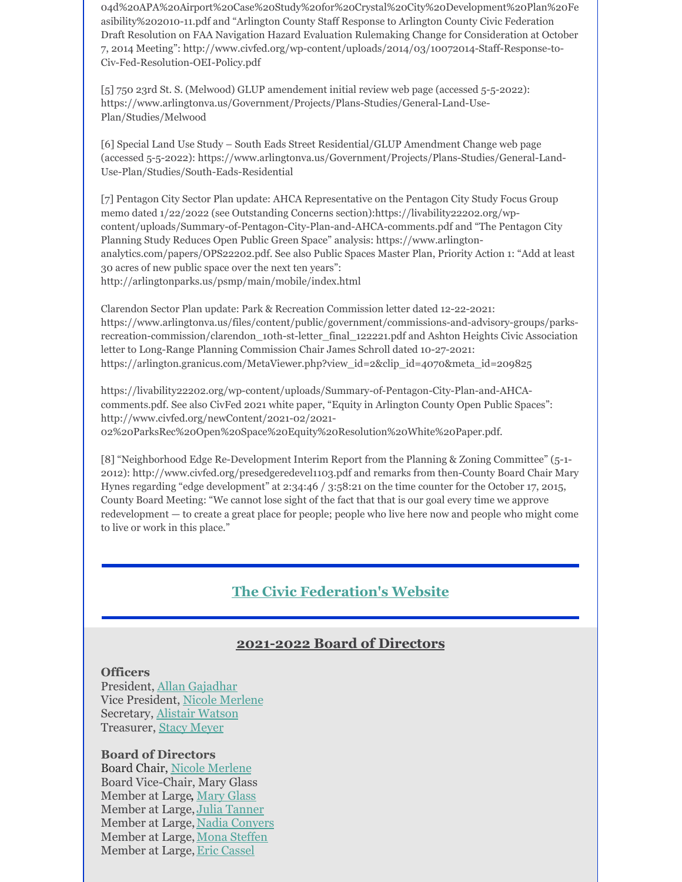04d%20APA%20Airport%20Case%20Study%20for%20Crystal%20City%20Development%20Plan%20Feasibility%202010-11.pdf and "Arlington County Staff Response to Arlington County Civic Federation Draft Resolution on FAA Navigation Hazard Evaluation Rulemaking Change for Consideration at October 7, 2014 Meeting": http://www.civfed.org/wp-content/uploads/2014/03/10072014-Staff-Response-to-Civ-Fed-Resolution-OEI-Policy.pdf

[5] 750 23rd St. S. (Melwood) GLUP amendement initial review web page (accessed 5-5-2022): https://www.arlingtonva.us/Government/Projects/Plans-Studies/General-Land-Use-Plan/Studies/Melwood

[6] Special Land Use Study – South Eads Street Residential/GLUP Amendment Change web page (accessed 5-5-2022): https://www.arlingtonva.us/Government/Projects/Plans-Studies/General-Land-Use-Plan/Studies/South-Eads-Residential

[7] Pentagon City Sector Plan update: AHCA Representative on the Pentagon City Study Focus Group memo dated 1/22/2022 (see Outstanding Concerns section):https://livability22202.org/wp-content/uploads/Summary-of-Pentagon-City-Plan-and-AHCA-comments.pdf and "The Pentagon City Planning Study Reduces Open Public Green Space" analysis: https://www.arlington-analytics.com/papers/OPS22202.pdf. See also Public Spaces Master Plan, Priority Action 1: "Add at least 30 acres of new public space over the next ten years": http://arlingtonparks.us/psmp/main/mobile/index.html

Clarendon Sector Plan update: Park & Recreation Commission letter dated 12-22-2021: https://www.arlingtonva.us/files/content/public/government/commissions-and-advisory-groups/parks-recreation-commission/clarendon_10th-st-letter_final_122221.pdf and Ashton Heights Civic Association letter to Long-Range Planning Commission Chair James Schroll dated 10-27-2021: https://arlington.granicus.com/MetaViewer.php?view_id=2&clip_id=4070&meta_id=209825

https://livability22202.org/wp-content/uploads/Summary-of-Pentagon-City-Plan-and-AHCA-comments.pdf. See also CivFed 2021 white paper, "Equity in Arlington County Open Public Spaces": http://www.civfed.org/newContent/2021-02/2021-02%20ParksRec%20Open%20Space%20Equity%20Resolution%20White%20Paper.pdf.

[8] "Neighborhood Edge Re-Development Interim Report from the Planning & Zoning Committee" (5-1-2012): http://www.civfed.org/presedgeredevel1103.pdf and remarks from then-County Board Chair Mary Hynes regarding "edge development" at 2:34:46 / 3:58:21 on the time counter for the October 17, 2015, County Board Meeting: "We cannot lose sight of the fact that that is our goal every time we approve redevelopment — to create a great place for people; people who live here now and people who might come to live or work in this place."

---

## The Civic Federation's Website

---

## 2021-2022 Board of Directors

**Officers**
President, Allan Gajadhar
Vice President, Nicole Merlene
Secretary, Alistair Watson
Treasurer, Stacy Meyer

**Board of Directors**
Board Chair, Nicole Merlene
Board Vice-Chair, Mary Glass
Member at Large, Mary Glass
Member at Large, Julia Tanner
Member at Large, Nadia Conyers
Member at Large, Mona Steffen
Member at Large, Eric Cassel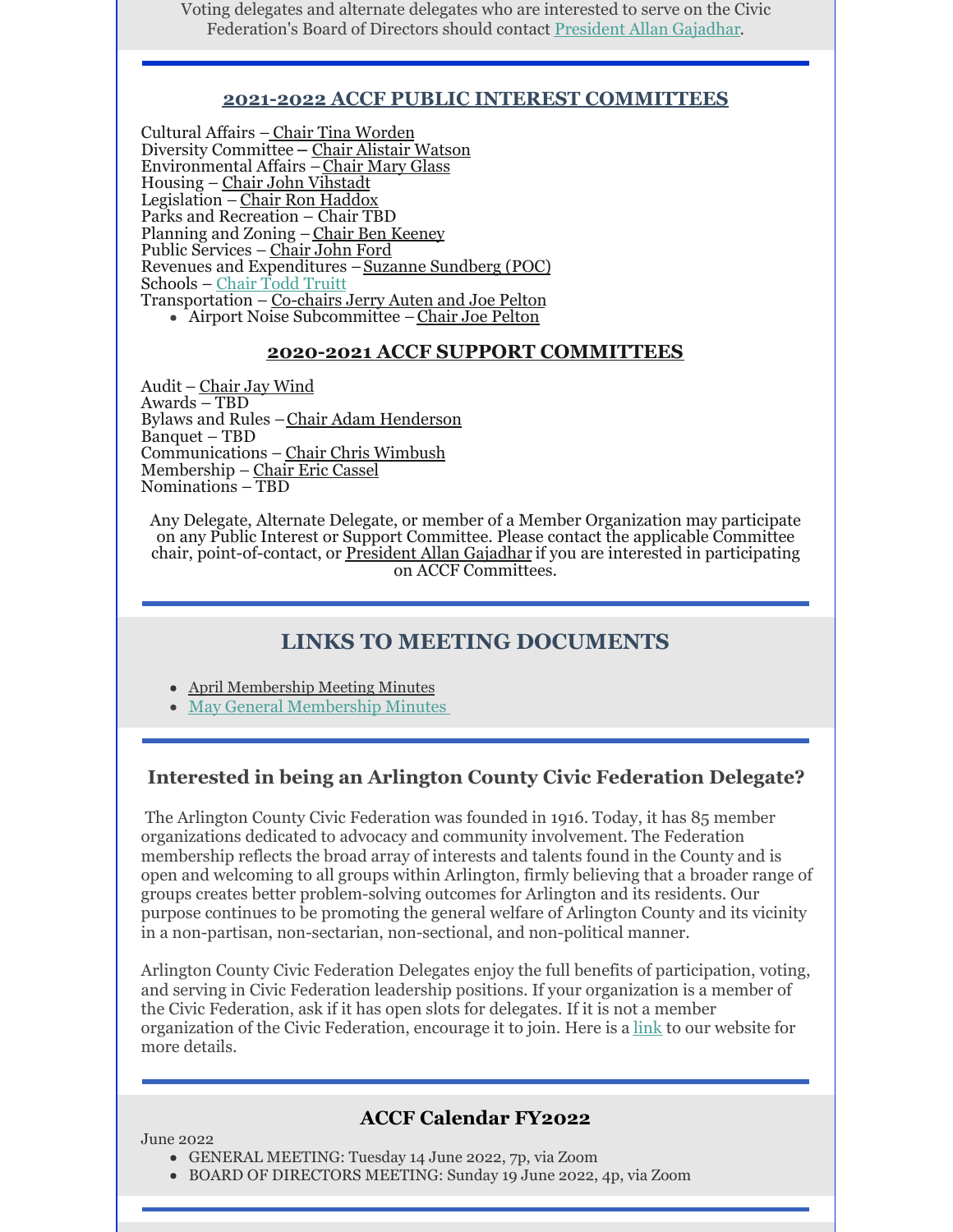Voting delegates and alternate delegates who are interested to serve on the Civic Federation's Board of Directors should contact President Allan Gajadhar.

## 2021-2022 ACCF PUBLIC INTEREST COMMITTEES

Cultural Affairs – Chair Tina Worden
Diversity Committee – Chair Alistair Watson
Environmental Affairs – Chair Mary Glass
Housing – Chair John Vihstadt
Legislation – Chair Ron Haddox
Parks and Recreation – Chair TBD
Planning and Zoning – Chair Ben Keeney
Public Services – Chair John Ford
Revenues and Expenditures – Suzanne Sundberg (POC)
Schools – Chair Todd Truitt
Transportation – Co-chairs Jerry Auten and Joe Pelton

- Airport Noise Subcommittee – Chair Joe Pelton

## 2020-2021 ACCF SUPPORT COMMITTEES

Audit – Chair Jay Wind
Awards – TBD
Bylaws and Rules – Chair Adam Henderson
Banquet – TBD
Communications – Chair Chris Wimbush
Membership – Chair Eric Cassel
Nominations – TBD

Any Delegate, Alternate Delegate, or member of a Member Organization may participate on any Public Interest or Support Committee. Please contact the applicable Committee chair, point-of-contact, or President Allan Gajadhar if you are interested in participating on ACCF Committees.

## LINKS TO MEETING DOCUMENTS

- April Membership Meeting Minutes
- May General Membership Minutes

### Interested in being an Arlington County Civic Federation Delegate?

The Arlington County Civic Federation was founded in 1916. Today, it has 85 member organizations dedicated to advocacy and community involvement. The Federation membership reflects the broad array of interests and talents found in the County and is open and welcoming to all groups within Arlington, firmly believing that a broader range of groups creates better problem-solving outcomes for Arlington and its residents. Our purpose continues to be promoting the general welfare of Arlington County and its vicinity in a non-partisan, non-sectarian, non-sectional, and non-political manner.

Arlington County Civic Federation Delegates enjoy the full benefits of participation, voting, and serving in Civic Federation leadership positions. If your organization is a member of the Civic Federation, ask if it has open slots for delegates. If it is not a member organization of the Civic Federation, encourage it to join. Here is a link to our website for more details.

### ACCF Calendar FY2022

June 2022

- GENERAL MEETING: Tuesday 14 June 2022, 7p, via Zoom
- BOARD OF DIRECTORS MEETING: Sunday 19 June 2022, 4p, via Zoom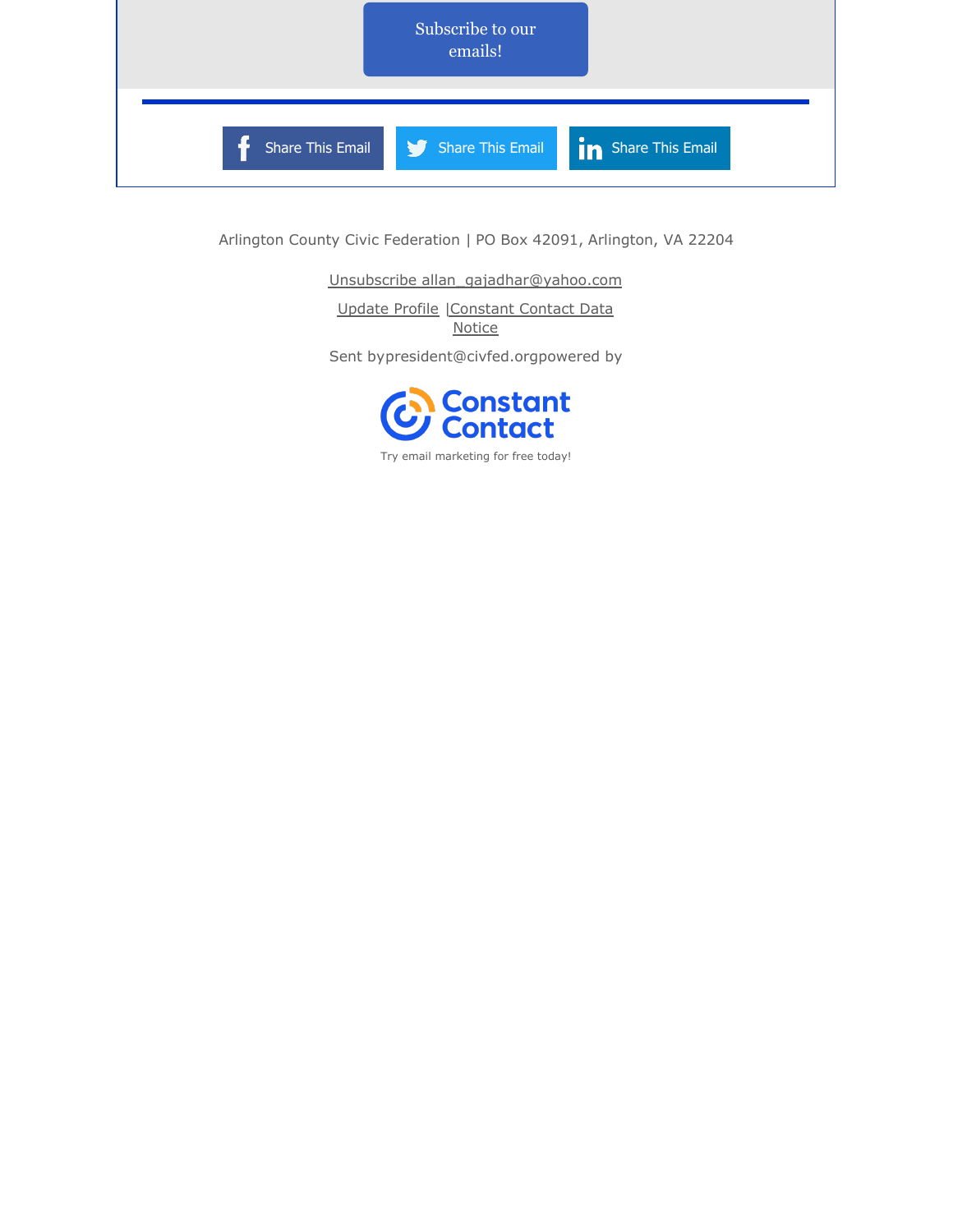Subscribe to our emails!

Share This Email Share This Email Share This Email

Arlington County Civic Federation | PO Box 42091, Arlington, VA 22204

Unsubscribe allan_gajadhar@yahoo.com

Update Profile |Constant Contact Data Notice

Sent bypresident@civfed.orgpowered by

Constant Contact

Try email marketing for free today!